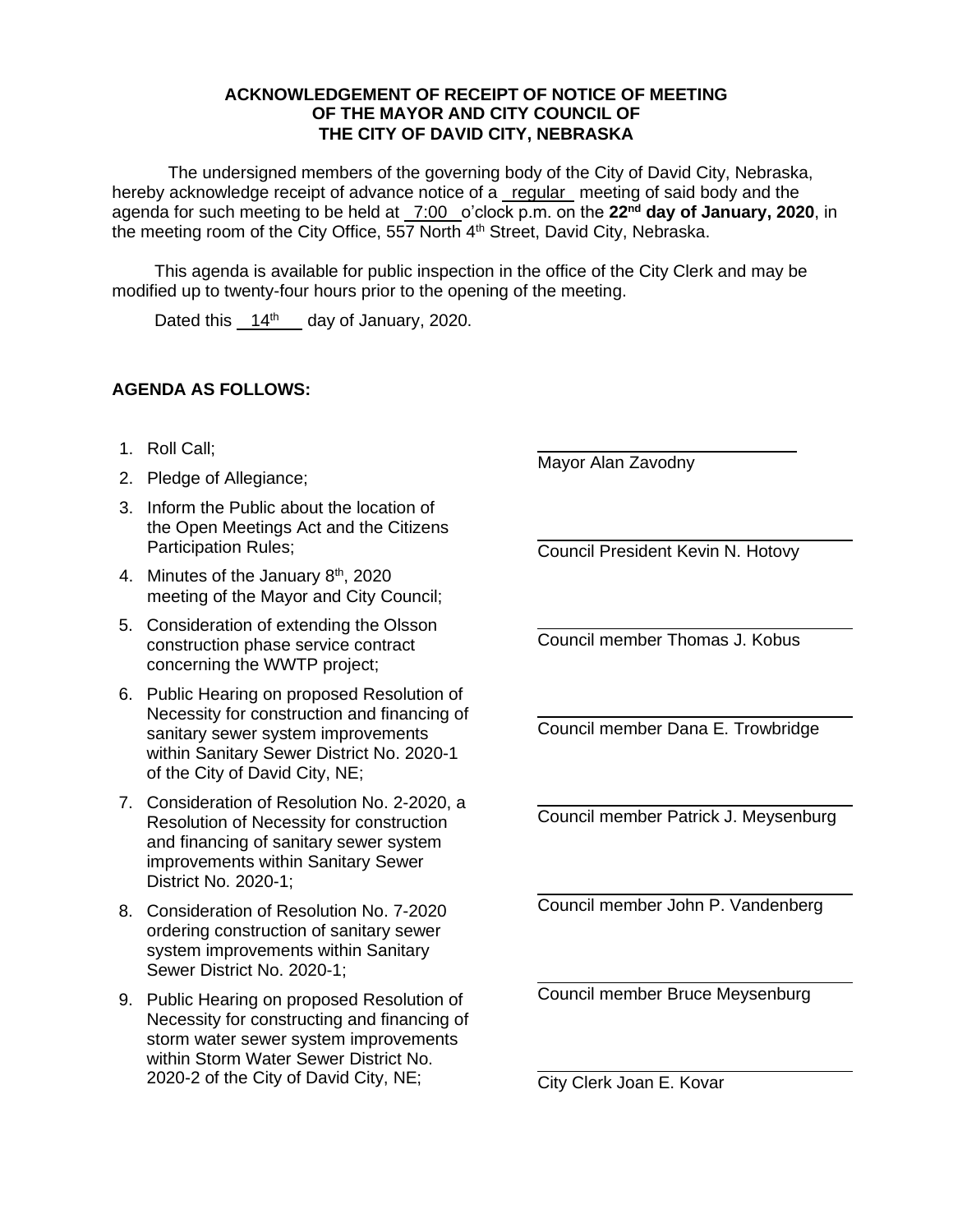**ACKNOWLEDGEMENT OF RECEIPT OF NOTICE OF MEETING OF THE MAYOR AND CITY COUNCIL OF THE CITY OF DAVID CITY, NEBRASKA**

The undersigned members of the governing body of the City of David City, Nebraska, hereby acknowledge receipt of advance notice of a regular meeting of said body and the agenda for such meeting to be held at 7:00 o'clock p.m. on the **22nd day of January, 2020**, in the meeting room of the City Office, 557 North 4th Street, David City, Nebraska.

This agenda is available for public inspection in the office of the City Clerk and may be modified up to twenty-four hours prior to the opening of the meeting.

Dated this 14th day of January, 2020.

**AGENDA AS FOLLOWS:**

1. Roll Call;
2. Pledge of Allegiance;
3. Inform the Public about the location of the Open Meetings Act and the Citizens Participation Rules;
4. Minutes of the January 8th, 2020 meeting of the Mayor and City Council;
5. Consideration of extending the Olsson construction phase service contract concerning the WWTP project;
6. Public Hearing on proposed Resolution of Necessity for construction and financing of sanitary sewer system improvements within Sanitary Sewer District No. 2020-1 of the City of David City, NE;
7. Consideration of Resolution No. 2-2020, a Resolution of Necessity for construction and financing of sanitary sewer system improvements within Sanitary Sewer District No. 2020-1;
8. Consideration of Resolution No. 7-2020 ordering construction of sanitary sewer system improvements within Sanitary Sewer District No. 2020-1;
9. Public Hearing on proposed Resolution of Necessity for constructing and financing of storm water sewer system improvements within Storm Water Sewer District No. 2020-2 of the City of David City, NE;

\_\_\_\_\_\_\_\_\_\_\_\_\_\_\_\_\_\_\_\_\_\_\_\_\_\_\_\_
Mayor Alan Zavodny

\_\_\_\_\_\_\_\_\_\_\_\_\_\_\_\_\_\_\_\_\_\_\_\_\_\_\_\_
Council President Kevin N. Hotovy

\_\_\_\_\_\_\_\_\_\_\_\_\_\_\_\_\_\_\_\_\_\_\_\_\_\_\_\_
Council member Thomas J. Kobus

\_\_\_\_\_\_\_\_\_\_\_\_\_\_\_\_\_\_\_\_\_\_\_\_\_\_\_\_
Council member Dana E. Trowbridge

\_\_\_\_\_\_\_\_\_\_\_\_\_\_\_\_\_\_\_\_\_\_\_\_\_\_\_\_
Council member Patrick J. Meysenburg

\_\_\_\_\_\_\_\_\_\_\_\_\_\_\_\_\_\_\_\_\_\_\_\_\_\_\_\_
Council member John P. Vandenberg

\_\_\_\_\_\_\_\_\_\_\_\_\_\_\_\_\_\_\_\_\_\_\_\_\_\_\_\_
Council member Bruce Meysenburg

\_\_\_\_\_\_\_\_\_\_\_\_\_\_\_\_\_\_\_\_\_\_\_\_\_\_\_\_
City Clerk Joan E. Kovar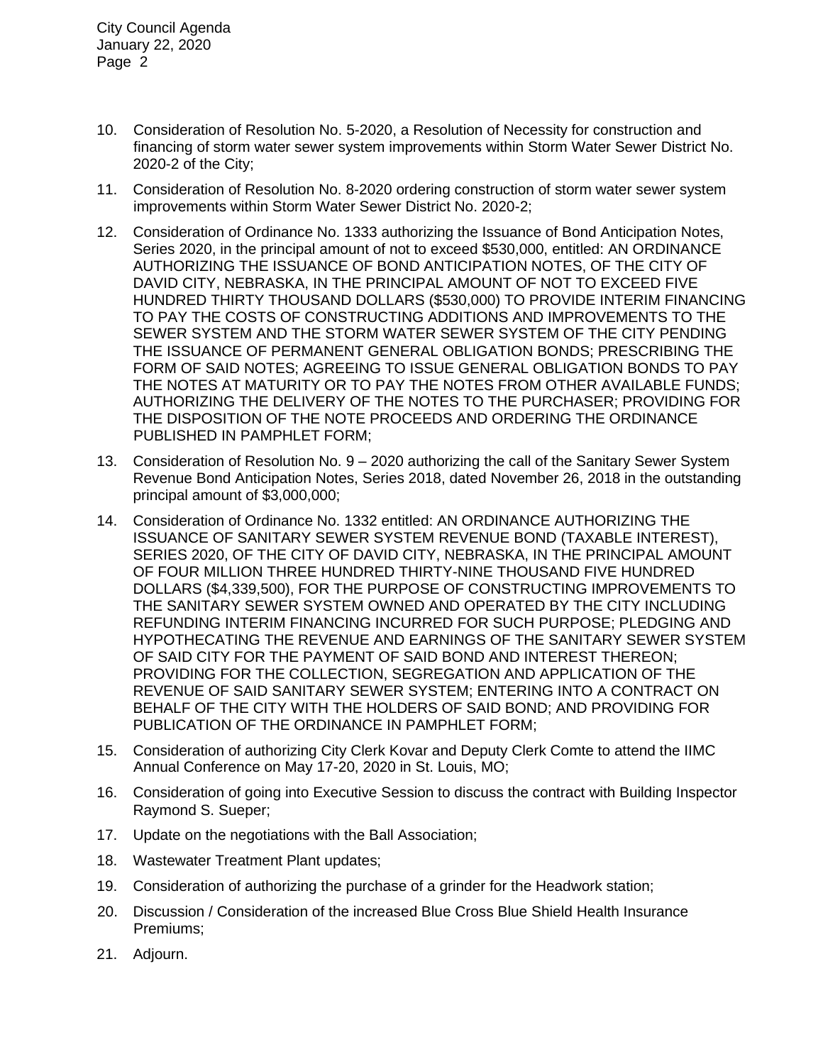10. Consideration of Resolution No. 5-2020, a Resolution of Necessity for construction and financing of storm water sewer system improvements within Storm Water Sewer District No. 2020-2 of the City;

11. Consideration of Resolution No. 8-2020 ordering construction of storm water sewer system improvements within Storm Water Sewer District No. 2020-2;

12. Consideration of Ordinance No. 1333 authorizing the Issuance of Bond Anticipation Notes, Series 2020, in the principal amount of not to exceed $530,000, entitled: AN ORDINANCE AUTHORIZING THE ISSUANCE OF BOND ANTICIPATION NOTES, OF THE CITY OF DAVID CITY, NEBRASKA, IN THE PRINCIPAL AMOUNT OF NOT TO EXCEED FIVE HUNDRED THIRTY THOUSAND DOLLARS ($530,000) TO PROVIDE INTERIM FINANCING TO PAY THE COSTS OF CONSTRUCTING ADDITIONS AND IMPROVEMENTS TO THE SEWER SYSTEM AND THE STORM WATER SEWER SYSTEM OF THE CITY PENDING THE ISSUANCE OF PERMANENT GENERAL OBLIGATION BONDS; PRESCRIBING THE FORM OF SAID NOTES; AGREEING TO ISSUE GENERAL OBLIGATION BONDS TO PAY THE NOTES AT MATURITY OR TO PAY THE NOTES FROM OTHER AVAILABLE FUNDS; AUTHORIZING THE DELIVERY OF THE NOTES TO THE PURCHASER; PROVIDING FOR THE DISPOSITION OF THE NOTE PROCEEDS AND ORDERING THE ORDINANCE PUBLISHED IN PAMPHLET FORM;

13. Consideration of Resolution No. 9 – 2020 authorizing the call of the Sanitary Sewer System Revenue Bond Anticipation Notes, Series 2018, dated November 26, 2018 in the outstanding principal amount of $3,000,000;

14. Consideration of Ordinance No. 1332 entitled: AN ORDINANCE AUTHORIZING THE ISSUANCE OF SANITARY SEWER SYSTEM REVENUE BOND (TAXABLE INTEREST), SERIES 2020, OF THE CITY OF DAVID CITY, NEBRASKA, IN THE PRINCIPAL AMOUNT OF FOUR MILLION THREE HUNDRED THIRTY-NINE THOUSAND FIVE HUNDRED DOLLARS ($4,339,500), FOR THE PURPOSE OF CONSTRUCTING IMPROVEMENTS TO THE SANITARY SEWER SYSTEM OWNED AND OPERATED BY THE CITY INCLUDING REFUNDING INTERIM FINANCING INCURRED FOR SUCH PURPOSE; PLEDGING AND HYPOTHECATING THE REVENUE AND EARNINGS OF THE SANITARY SEWER SYSTEM OF SAID CITY FOR THE PAYMENT OF SAID BOND AND INTEREST THEREON; PROVIDING FOR THE COLLECTION, SEGREGATION AND APPLICATION OF THE REVENUE OF SAID SANITARY SEWER SYSTEM; ENTERING INTO A CONTRACT ON BEHALF OF THE CITY WITH THE HOLDERS OF SAID BOND; AND PROVIDING FOR PUBLICATION OF THE ORDINANCE IN PAMPHLET FORM;

15. Consideration of authorizing City Clerk Kovar and Deputy Clerk Comte to attend the IIMC Annual Conference on May 17-20, 2020 in St. Louis, MO;

16. Consideration of going into Executive Session to discuss the contract with Building Inspector Raymond S. Sueper;

17. Update on the negotiations with the Ball Association;

18. Wastewater Treatment Plant updates;

19. Consideration of authorizing the purchase of a grinder for the Headwork station;

20. Discussion / Consideration of the increased Blue Cross Blue Shield Health Insurance Premiums;

21. Adjourn.